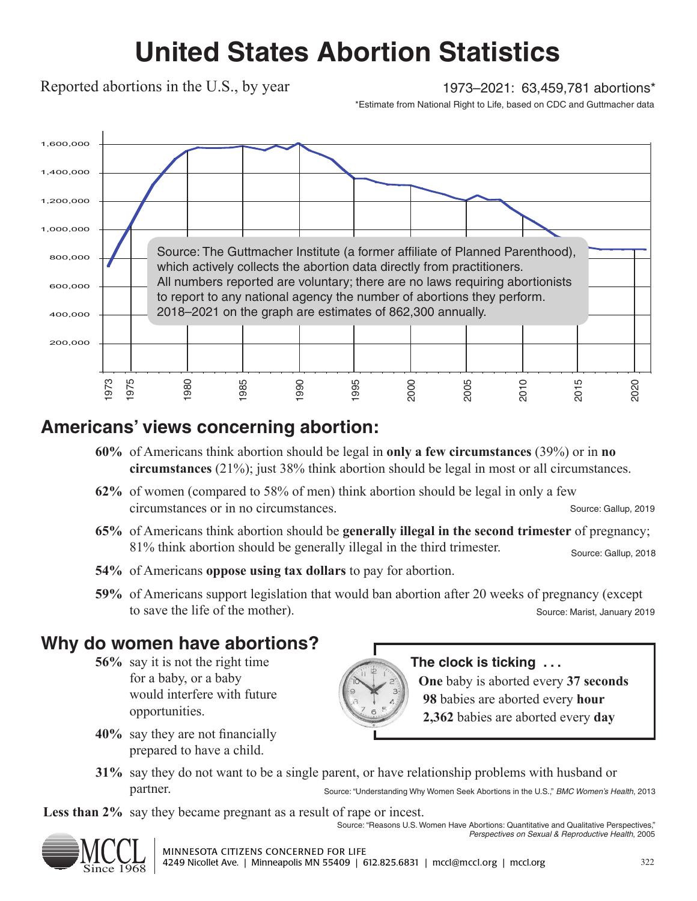# United States Abortion Statistics

Reported abortions in the U.S., by year

1973–2021: 63,459,781 abortions*

*Estimate from National Right to Life, based on CDC and Guttmacher data

Source: The Guttmacher Institute (a former affiliate of Planned Parenthood), which actively collects the abortion data directly from practitioners. All numbers reported are voluntary; there are no laws requiring abortionists to report to any national agency the number of abortions they perform. 2018–2021 on the graph are estimates of 862,300 annually.

## Americans' views concerning abortion:

**60%** of Americans think abortion should be legal in **only a few circumstances** (39%) or in **no circumstances** (21%); just 38% think abortion should be legal in most or all circumstances.

**62%** of women (compared to 58% of men) think abortion should be legal in only a few circumstances or in no circumstances.

Source: Gallup, 2019

**65%** of Americans think abortion should be **generally illegal in the second trimester** of pregnancy; 81% think abortion should be generally illegal in the third trimester.

Source: Gallup, 2018

**54%** of Americans **oppose using tax dollars** to pay for abortion.

**59%** of Americans support legislation that would ban abortion after 20 weeks of pregnancy (except to save the life of the mother).

Source: Marist, January 2019

## Why do women have abortions?

**56%** say it is not the right time for a baby, or a baby would interfere with future opportunities.

**40%** say they are not financially prepared to have a child.

**31%** say they do not want to be a single parent, or have relationship problems with husband or partner.

Source: "Understanding Why Women Seek Abortions in the U.S.," *BMC Women's Health*, 2013

**Less than 2%** say they became pregnant as a result of rape or incest.

Source: "Reasons U.S. Women Have Abortions: Quantitative and Qualitative Perspectives," *Perspectives on Sexual & Reproductive Health*, 2005

### The clock is ticking . . .

**One** baby is aborted every **37 seconds**
**98** babies are aborted every **hour**
**2,362** babies are aborted every **day**

MCCL Since 1968

MINNESOTA CITIZENS CONCERNED FOR LIFE
4249 Nicollet Ave. | Minneapolis MN 55409 | 612.825.6831 | mccl@mccl.org | mccl.org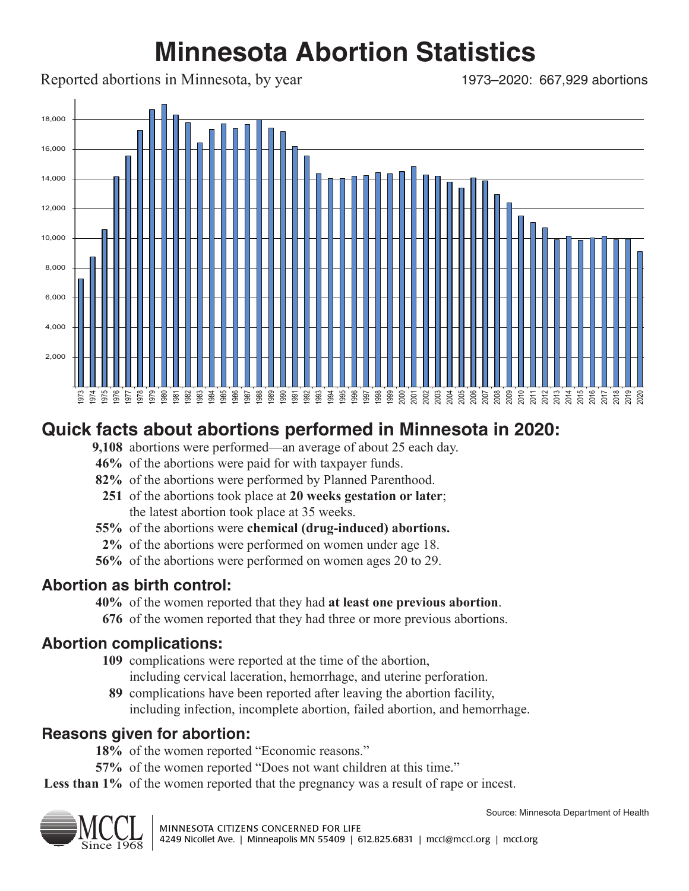# Minnesota Abortion Statistics

Reported abortions in Minnesota, by year

1973–2020: 667,929 abortions

18,000
16,000
14,000
12,000
10,000
8,000
6,000
4,000
2,000

1973 1974 1975 1976 1977 1978 1979 1980 1981 1982 1983 1984 1985 1986 1987 1988 1989 1990 1991 1992 1993 1994 1995 1996 1997 1998 1999 2000 2001 2002 2003 2004 2005 2006 2007 2008 2009 2010 2011 2012 2013 2014 2015 2016 2017 2018 2019 2020

## Quick facts about abortions performed in Minnesota in 2020:

**9,108** abortions were performed—an average of about 25 each day.

**46%** of the abortions were paid for with taxpayer funds.

**82%** of the abortions were performed by Planned Parenthood.

**251** of the abortions took place at **20 weeks gestation or later**; the latest abortion took place at 35 weeks.

**55%** of the abortions were **chemical (drug-induced) abortions.**

**2%** of the abortions were performed on women under age 18.

**56%** of the abortions were performed on women ages 20 to 29.

### Abortion as birth control:

**40%** of the women reported that they had **at least one previous abortion**.

**676** of the women reported that they had three or more previous abortions.

### Abortion complications:

**109** complications were reported at the time of the abortion, including cervical laceration, hemorrhage, and uterine perforation.

**89** complications have been reported after leaving the abortion facility, including infection, incomplete abortion, failed abortion, and hemorrhage.

### Reasons given for abortion:

**18%** of the women reported "Economic reasons."

**57%** of the women reported "Does not want children at this time."

**Less than 1%** of the women reported that the pregnancy was a result of rape or incest.

Source: Minnesota Department of Health

MCCL Since 1968

MINNESOTA CITIZENS CONCERNED FOR LIFE
4249 Nicollet Ave. | Minneapolis MN 55409 | 612.825.6831 | mccl@mccl.org | mccl.org